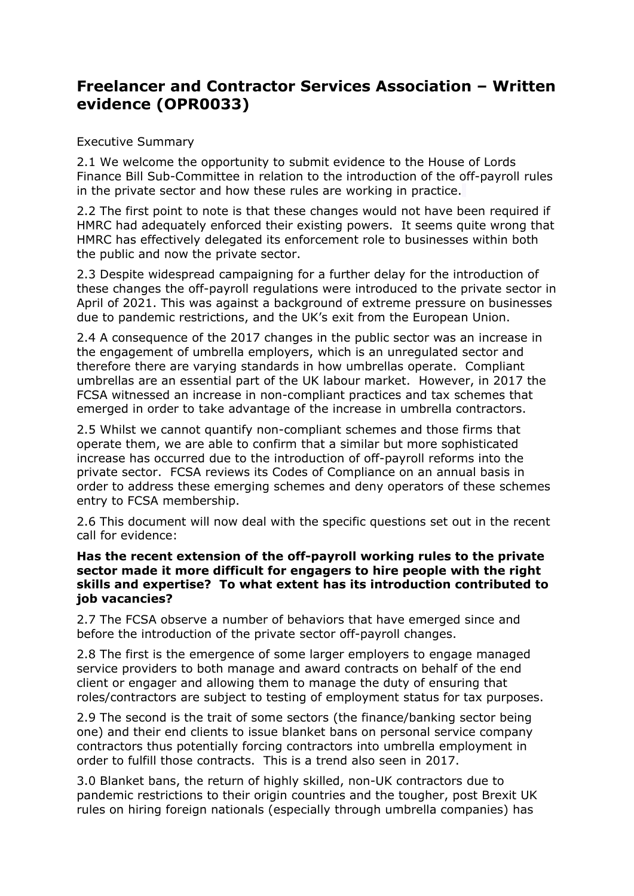# Freelancer and Contractor Services Association – Written evidence (OPR0033)

Executive Summary

2.1 We welcome the opportunity to submit evidence to the House of Lords Finance Bill Sub-Committee in relation to the introduction of the off-payroll rules in the private sector and how these rules are working in practice.

2.2 The first point to note is that these changes would not have been required if HMRC had adequately enforced their existing powers. It seems quite wrong that HMRC has effectively delegated its enforcement role to businesses within both the public and now the private sector.

2.3 Despite widespread campaigning for a further delay for the introduction of these changes the off-payroll regulations were introduced to the private sector in April of 2021. This was against a background of extreme pressure on businesses due to pandemic restrictions, and the UK's exit from the European Union.

2.4 A consequence of the 2017 changes in the public sector was an increase in the engagement of umbrella employers, which is an unregulated sector and therefore there are varying standards in how umbrellas operate. Compliant umbrellas are an essential part of the UK labour market. However, in 2017 the FCSA witnessed an increase in non-compliant practices and tax schemes that emerged in order to take advantage of the increase in umbrella contractors.

2.5 Whilst we cannot quantify non-compliant schemes and those firms that operate them, we are able to confirm that a similar but more sophisticated increase has occurred due to the introduction of off-payroll reforms into the private sector. FCSA reviews its Codes of Compliance on an annual basis in order to address these emerging schemes and deny operators of these schemes entry to FCSA membership.

2.6 This document will now deal with the specific questions set out in the recent call for evidence:

**Has the recent extension of the off-payroll working rules to the private sector made it more difficult for engagers to hire people with the right skills and expertise? To what extent has its introduction contributed to job vacancies?**

2.7 The FCSA observe a number of behaviors that have emerged since and before the introduction of the private sector off-payroll changes.

2.8 The first is the emergence of some larger employers to engage managed service providers to both manage and award contracts on behalf of the end client or engager and allowing them to manage the duty of ensuring that roles/contractors are subject to testing of employment status for tax purposes.

2.9 The second is the trait of some sectors (the finance/banking sector being one) and their end clients to issue blanket bans on personal service company contractors thus potentially forcing contractors into umbrella employment in order to fulfill those contracts. This is a trend also seen in 2017.

3.0 Blanket bans, the return of highly skilled, non-UK contractors due to pandemic restrictions to their origin countries and the tougher, post Brexit UK rules on hiring foreign nationals (especially through umbrella companies) has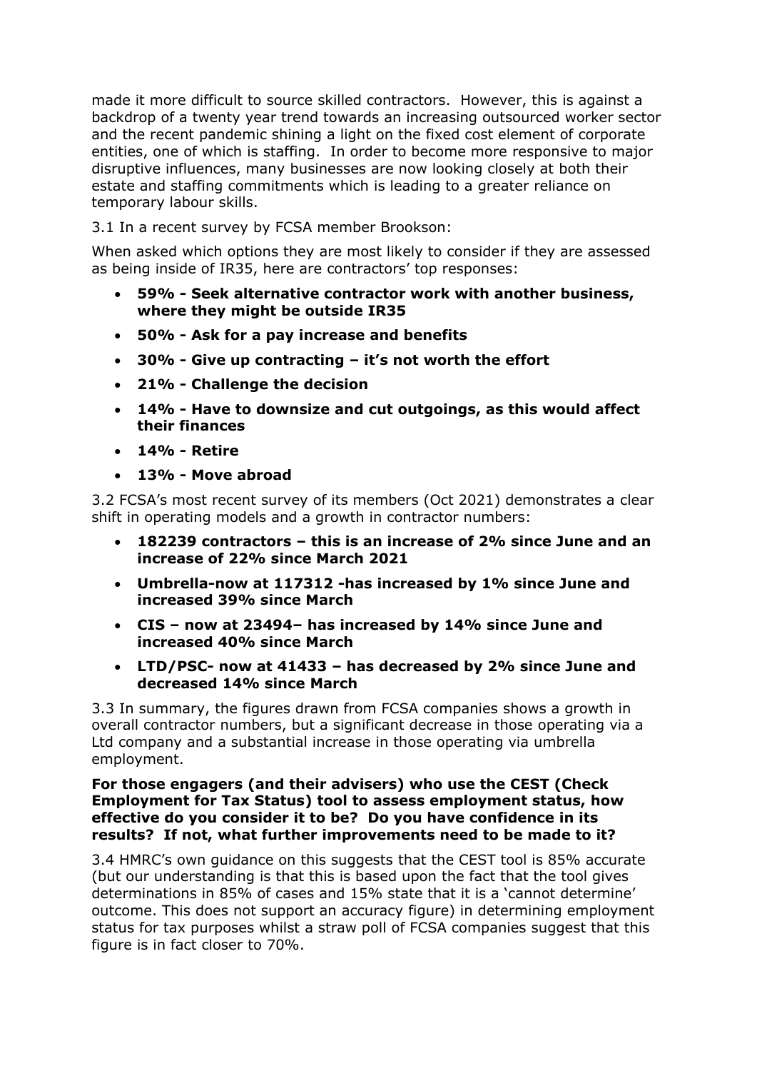made it more difficult to source skilled contractors. However, this is against a backdrop of a twenty year trend towards an increasing outsourced worker sector and the recent pandemic shining a light on the fixed cost element of corporate entities, one of which is staffing. In order to become more responsive to major disruptive influences, many businesses are now looking closely at both their estate and staffing commitments which is leading to a greater reliance on temporary labour skills.

3.1 In a recent survey by FCSA member Brookson:

When asked which options they are most likely to consider if they are assessed as being inside of IR35, here are contractors' top responses:

- **59% - Seek alternative contractor work with another business, where they might be outside IR35**
- **50% - Ask for a pay increase and benefits**
- **30% - Give up contracting – it's not worth the effort**
- **21% - Challenge the decision**
- **14% - Have to downsize and cut outgoings, as this would affect their finances**
- **14% - Retire**
- **13% - Move abroad**

3.2 FCSA's most recent survey of its members (Oct 2021) demonstrates a clear shift in operating models and a growth in contractor numbers:

- **182239 contractors – this is an increase of 2% since June and an increase of 22% since March 2021**
- **Umbrella-now at 117312 -has increased by 1% since June and increased 39% since March**
- **CIS – now at 23494– has increased by 14% since June and increased 40% since March**
- **LTD/PSC- now at 41433 – has decreased by 2% since June and decreased 14% since March**

3.3 In summary, the figures drawn from FCSA companies shows a growth in overall contractor numbers, but a significant decrease in those operating via a Ltd company and a substantial increase in those operating via umbrella employment.

**For those engagers (and their advisers) who use the CEST (Check Employment for Tax Status) tool to assess employment status, how effective do you consider it to be? Do you have confidence in its results? If not, what further improvements need to be made to it?**

3.4 HMRC's own guidance on this suggests that the CEST tool is 85% accurate (but our understanding is that this is based upon the fact that the tool gives determinations in 85% of cases and 15% state that it is a 'cannot determine' outcome. This does not support an accuracy figure) in determining employment status for tax purposes whilst a straw poll of FCSA companies suggest that this figure is in fact closer to 70%.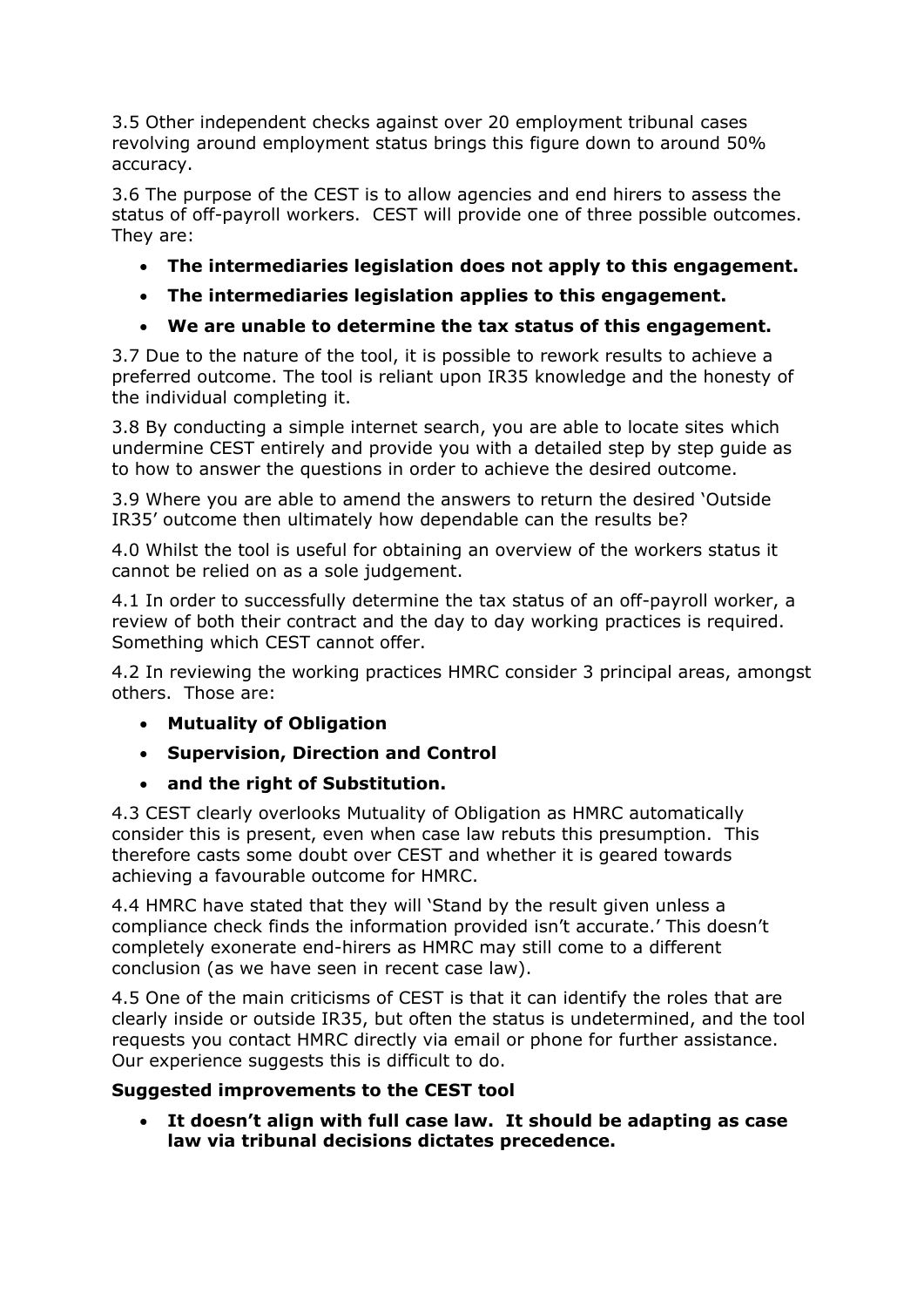3.5 Other independent checks against over 20 employment tribunal cases revolving around employment status brings this figure down to around 50% accuracy.

3.6 The purpose of the CEST is to allow agencies and end hirers to assess the status of off-payroll workers. CEST will provide one of three possible outcomes. They are:

- **The intermediaries legislation does not apply to this engagement.**
- **The intermediaries legislation applies to this engagement.**
- **We are unable to determine the tax status of this engagement.**

3.7 Due to the nature of the tool, it is possible to rework results to achieve a preferred outcome. The tool is reliant upon IR35 knowledge and the honesty of the individual completing it.

3.8 By conducting a simple internet search, you are able to locate sites which undermine CEST entirely and provide you with a detailed step by step guide as to how to answer the questions in order to achieve the desired outcome.

3.9 Where you are able to amend the answers to return the desired 'Outside IR35' outcome then ultimately how dependable can the results be?

4.0 Whilst the tool is useful for obtaining an overview of the workers status it cannot be relied on as a sole judgement.

4.1 In order to successfully determine the tax status of an off-payroll worker, a review of both their contract and the day to day working practices is required. Something which CEST cannot offer.

4.2 In reviewing the working practices HMRC consider 3 principal areas, amongst others. Those are:

- **Mutuality of Obligation**
- **Supervision, Direction and Control**
- **and the right of Substitution.**

4.3 CEST clearly overlooks Mutuality of Obligation as HMRC automatically consider this is present, even when case law rebuts this presumption. This therefore casts some doubt over CEST and whether it is geared towards achieving a favourable outcome for HMRC.

4.4 HMRC have stated that they will 'Stand by the result given unless a compliance check finds the information provided isn't accurate.' This doesn't completely exonerate end-hirers as HMRC may still come to a different conclusion (as we have seen in recent case law).

4.5 One of the main criticisms of CEST is that it can identify the roles that are clearly inside or outside IR35, but often the status is undetermined, and the tool requests you contact HMRC directly via email or phone for further assistance. Our experience suggests this is difficult to do.

**Suggested improvements to the CEST tool**

- **It doesn't align with full case law. It should be adapting as case law via tribunal decisions dictates precedence.**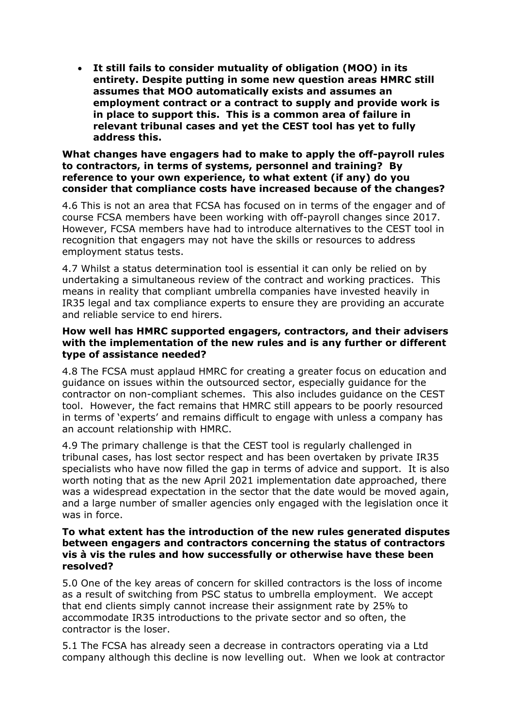- **It still fails to consider mutuality of obligation (MOO) in its entirety. Despite putting in some new question areas HMRC still assumes that MOO automatically exists and assumes an employment contract or a contract to supply and provide work is in place to support this. This is a common area of failure in relevant tribunal cases and yet the CEST tool has yet to fully address this.**

**What changes have engagers had to make to apply the off-payroll rules to contractors, in terms of systems, personnel and training? By reference to your own experience, to what extent (if any) do you consider that compliance costs have increased because of the changes?**

4.6 This is not an area that FCSA has focused on in terms of the engager and of course FCSA members have been working with off-payroll changes since 2017. However, FCSA members have had to introduce alternatives to the CEST tool in recognition that engagers may not have the skills or resources to address employment status tests.

4.7 Whilst a status determination tool is essential it can only be relied on by undertaking a simultaneous review of the contract and working practices. This means in reality that compliant umbrella companies have invested heavily in IR35 legal and tax compliance experts to ensure they are providing an accurate and reliable service to end hirers.

**How well has HMRC supported engagers, contractors, and their advisers with the implementation of the new rules and is any further or different type of assistance needed?**

4.8 The FCSA must applaud HMRC for creating a greater focus on education and guidance on issues within the outsourced sector, especially guidance for the contractor on non-compliant schemes. This also includes guidance on the CEST tool. However, the fact remains that HMRC still appears to be poorly resourced in terms of 'experts' and remains difficult to engage with unless a company has an account relationship with HMRC.

4.9 The primary challenge is that the CEST tool is regularly challenged in tribunal cases, has lost sector respect and has been overtaken by private IR35 specialists who have now filled the gap in terms of advice and support. It is also worth noting that as the new April 2021 implementation date approached, there was a widespread expectation in the sector that the date would be moved again, and a large number of smaller agencies only engaged with the legislation once it was in force.

**To what extent has the introduction of the new rules generated disputes between engagers and contractors concerning the status of contractors vis à vis the rules and how successfully or otherwise have these been resolved?**

5.0 One of the key areas of concern for skilled contractors is the loss of income as a result of switching from PSC status to umbrella employment. We accept that end clients simply cannot increase their assignment rate by 25% to accommodate IR35 introductions to the private sector and so often, the contractor is the loser.

5.1 The FCSA has already seen a decrease in contractors operating via a Ltd company although this decline is now levelling out. When we look at contractor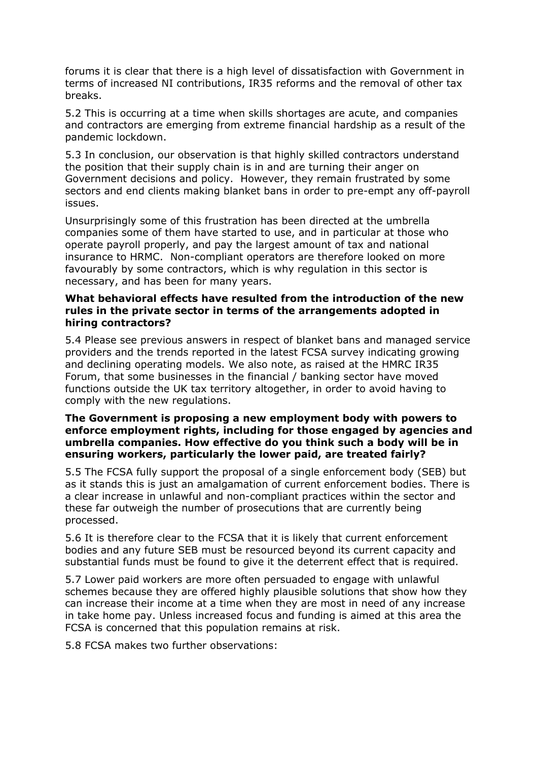forums it is clear that there is a high level of dissatisfaction with Government in terms of increased NI contributions, IR35 reforms and the removal of other tax breaks.

5.2 This is occurring at a time when skills shortages are acute, and companies and contractors are emerging from extreme financial hardship as a result of the pandemic lockdown.

5.3 In conclusion, our observation is that highly skilled contractors understand the position that their supply chain is in and are turning their anger on Government decisions and policy. However, they remain frustrated by some sectors and end clients making blanket bans in order to pre-empt any off-payroll issues.

Unsurprisingly some of this frustration has been directed at the umbrella companies some of them have started to use, and in particular at those who operate payroll properly, and pay the largest amount of tax and national insurance to HRMC. Non-compliant operators are therefore looked on more favourably by some contractors, which is why regulation in this sector is necessary, and has been for many years.

**What behavioral effects have resulted from the introduction of the new rules in the private sector in terms of the arrangements adopted in hiring contractors?**

5.4 Please see previous answers in respect of blanket bans and managed service providers and the trends reported in the latest FCSA survey indicating growing and declining operating models. We also note, as raised at the HMRC IR35 Forum, that some businesses in the financial / banking sector have moved functions outside the UK tax territory altogether, in order to avoid having to comply with the new regulations.

**The Government is proposing a new employment body with powers to enforce employment rights, including for those engaged by agencies and umbrella companies. How effective do you think such a body will be in ensuring workers, particularly the lower paid, are treated fairly?**

5.5 The FCSA fully support the proposal of a single enforcement body (SEB) but as it stands this is just an amalgamation of current enforcement bodies. There is a clear increase in unlawful and non-compliant practices within the sector and these far outweigh the number of prosecutions that are currently being processed.

5.6 It is therefore clear to the FCSA that it is likely that current enforcement bodies and any future SEB must be resourced beyond its current capacity and substantial funds must be found to give it the deterrent effect that is required.

5.7 Lower paid workers are more often persuaded to engage with unlawful schemes because they are offered highly plausible solutions that show how they can increase their income at a time when they are most in need of any increase in take home pay. Unless increased focus and funding is aimed at this area the FCSA is concerned that this population remains at risk.

5.8 FCSA makes two further observations: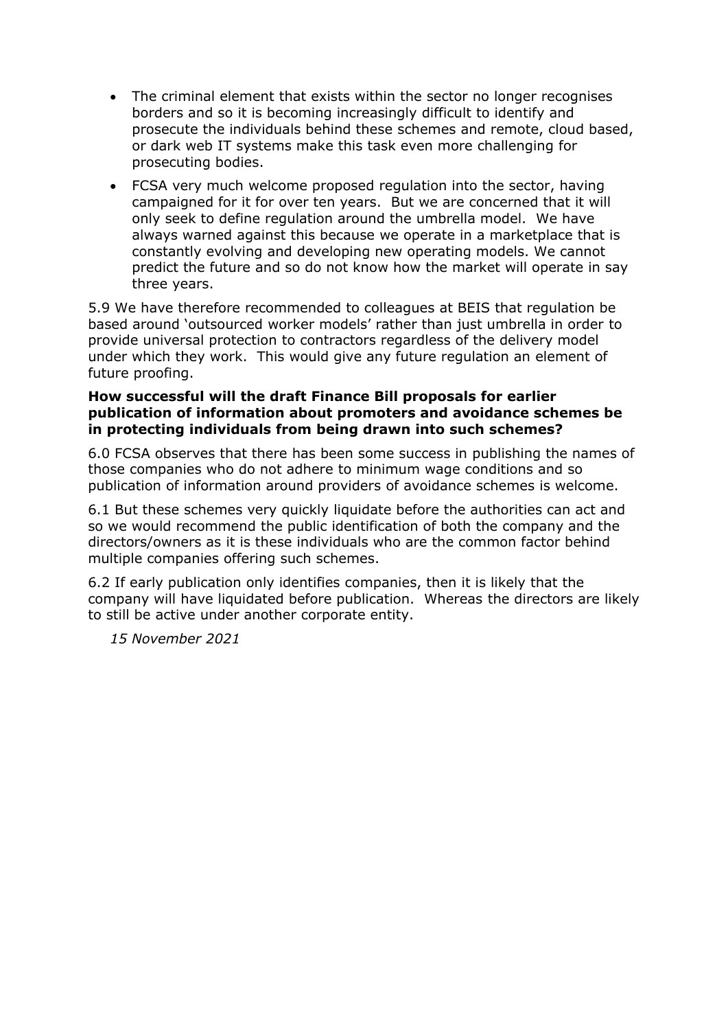- The criminal element that exists within the sector no longer recognises borders and so it is becoming increasingly difficult to identify and prosecute the individuals behind these schemes and remote, cloud based, or dark web IT systems make this task even more challenging for prosecuting bodies.
- FCSA very much welcome proposed regulation into the sector, having campaigned for it for over ten years. But we are concerned that it will only seek to define regulation around the umbrella model. We have always warned against this because we operate in a marketplace that is constantly evolving and developing new operating models. We cannot predict the future and so do not know how the market will operate in say three years.

5.9 We have therefore recommended to colleagues at BEIS that regulation be based around 'outsourced worker models' rather than just umbrella in order to provide universal protection to contractors regardless of the delivery model under which they work. This would give any future regulation an element of future proofing.

**How successful will the draft Finance Bill proposals for earlier publication of information about promoters and avoidance schemes be in protecting individuals from being drawn into such schemes?**

6.0 FCSA observes that there has been some success in publishing the names of those companies who do not adhere to minimum wage conditions and so publication of information around providers of avoidance schemes is welcome.

6.1 But these schemes very quickly liquidate before the authorities can act and so we would recommend the public identification of both the company and the directors/owners as it is these individuals who are the common factor behind multiple companies offering such schemes.

6.2 If early publication only identifies companies, then it is likely that the company will have liquidated before publication. Whereas the directors are likely to still be active under another corporate entity.

*15 November 2021*